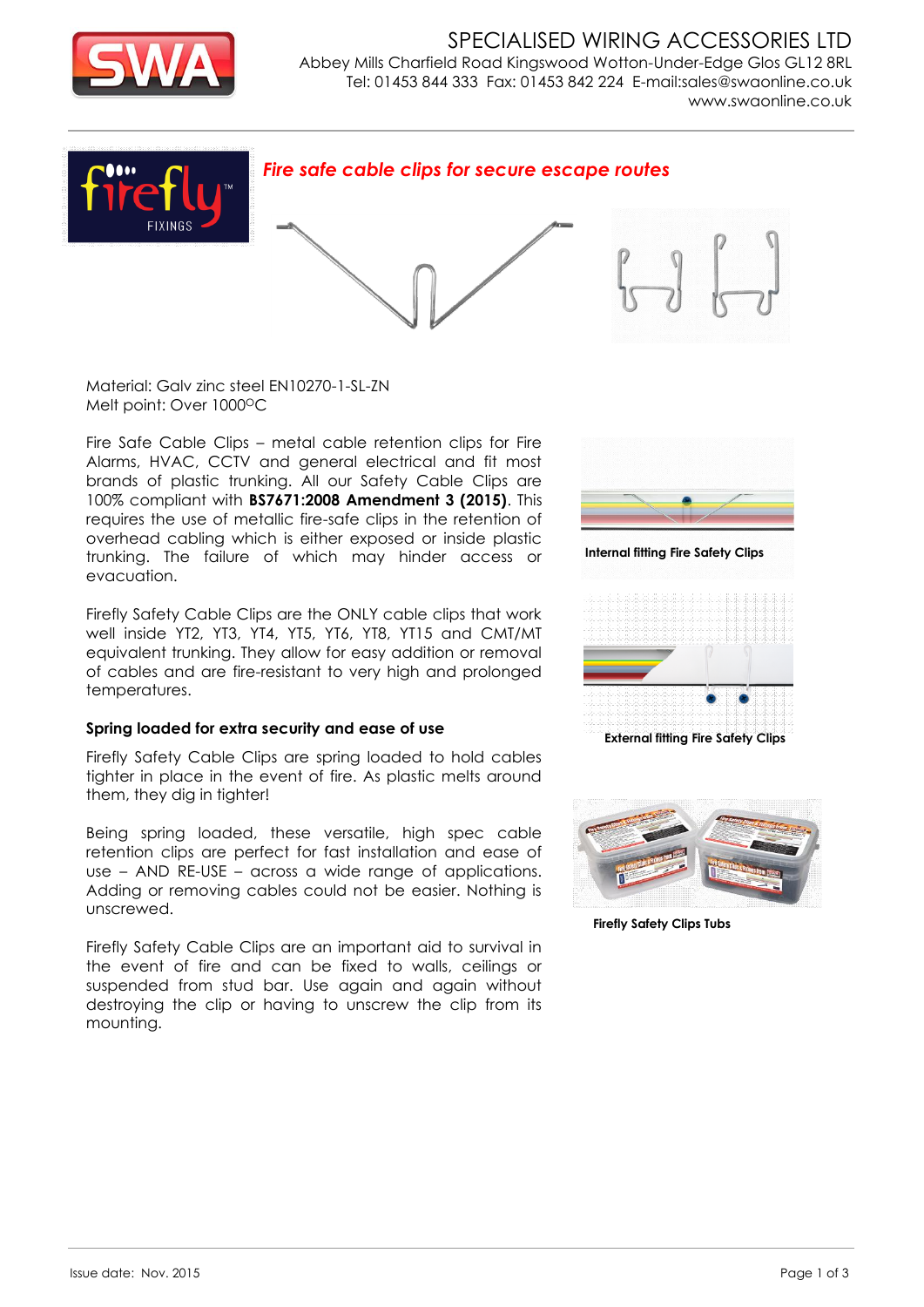# SPECIALISED WIRING ACCESSORIES LTD

Abbey Mills Charfield Road Kingswood Wotton-Under-Edge Glos GL12 8RL
Tel: 01453 844 333 Fax: 01453 842 224 E-mail:sales@swaonline.co.uk
www.swaonline.co.uk

## *Fire safe cable clips for secure escape routes*

Material: Galv zinc steel EN10270-1-SL-ZN
Melt point: Over 1000°C

Fire Safe Cable Clips – metal cable retention clips for Fire Alarms, HVAC, CCTV and general electrical and fit most brands of plastic trunking. All our Safety Cable Clips are 100% compliant with **BS7671:2008 Amendment 3 (2015)**. This requires the use of metallic fire-safe clips in the retention of overhead cabling which is either exposed or inside plastic trunking. The failure of which may hinder access or evacuation.

Firefly Safety Cable Clips are the ONLY cable clips that work well inside YT2, YT3, YT4, YT5, YT6, YT8, YT15 and CMT/MT equivalent trunking. They allow for easy addition or removal of cables and are fire-resistant to very high and prolonged temperatures.

### Spring loaded for extra security and ease of use

Firefly Safety Cable Clips are spring loaded to hold cables tighter in place in the event of fire. As plastic melts around them, they dig in tighter!

Being spring loaded, these versatile, high spec cable retention clips are perfect for fast installation and ease of use – AND RE-USE – across a wide range of applications. Adding or removing cables could not be easier. Nothing is unscrewed.

Firefly Safety Cable Clips are an important aid to survival in the event of fire and can be fixed to walls, ceilings or suspended from stud bar. Use again and again without destroying the clip or having to unscrew the clip from its mounting.

**Internal fitting Fire Safety Clips**

**External fitting Fire Safety Clips**

**Firefly Safety Clips Tubs**

Issue date: Nov. 2015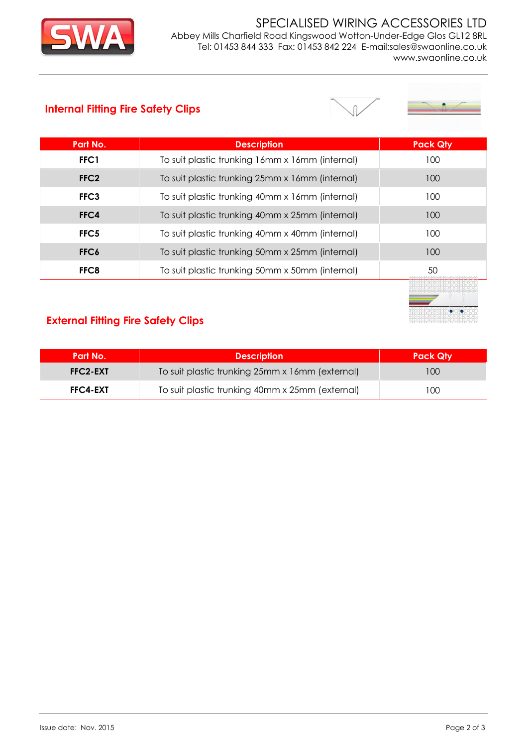# SPECIALISED WIRING ACCESSORIES LTD

Abbey Mills Charfield Road Kingswood Wotton-Under-Edge Glos GL12 8RL
Tel: 01453 844 333 Fax: 01453 842 224 E-mail:sales@swaonline.co.uk
www.swaonline.co.uk

## Internal Fitting Fire Safety Clips

| Part No. | Description | Pack Qty |
|---|---|---|
| **FFC1** | To suit plastic trunking 16mm x 16mm (internal) | 100 |
| **FFC2** | To suit plastic trunking 25mm x 16mm (internal) | 100 |
| **FFC3** | To suit plastic trunking 40mm x 16mm (internal) | 100 |
| **FFC4** | To suit plastic trunking 40mm x 25mm (internal) | 100 |
| **FFC5** | To suit plastic trunking 40mm x 40mm (internal) | 100 |
| **FFC6** | To suit plastic trunking 50mm x 25mm (internal) | 100 |
| **FFC8** | To suit plastic trunking 50mm x 50mm (internal) | 50 |

## External Fitting Fire Safety Clips

| Part No. | Description | Pack Qty |
|---|---|---|
| **FFC2-EXT** | To suit plastic trunking 25mm x 16mm (external) | 100 |
| **FFC4-EXT** | To suit plastic trunking 40mm x 25mm (external) | 100 |

Issue date: Nov. 2015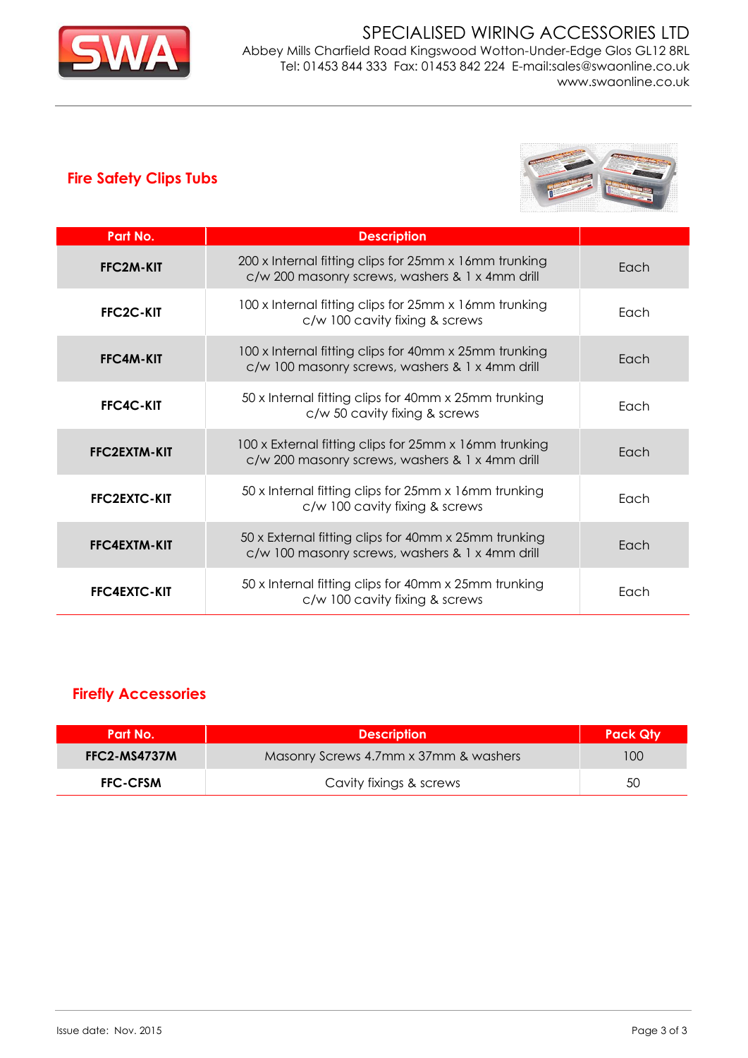SPECIALISED WIRING ACCESSORIES LTD
Abbey Mills Charfield Road Kingswood Wotton-Under-Edge Glos GL12 8RL
Tel: 01453 844 333 Fax: 01453 842 224 E-mail:sales@swaonline.co.uk
www.swaonline.co.uk

## Fire Safety Clips Tubs

| Part No. | Description | |
|---|---|---|
| **FFC2M-KIT** | 200 x Internal fitting clips for 25mm x 16mm trunking c/w 200 masonry screws, washers & 1 x 4mm drill | Each |
| **FFC2C-KIT** | 100 x Internal fitting clips for 25mm x 16mm trunking c/w 100 cavity fixing & screws | Each |
| **FFC4M-KIT** | 100 x Internal fitting clips for 40mm x 25mm trunking c/w 100 masonry screws, washers & 1 x 4mm drill | Each |
| **FFC4C-KIT** | 50 x Internal fitting clips for 40mm x 25mm trunking c/w 50 cavity fixing & screws | Each |
| **FFC2EXTM-KIT** | 100 x External fitting clips for 25mm x 16mm trunking c/w 200 masonry screws, washers & 1 x 4mm drill | Each |
| **FFC2EXTC-KIT** | 50 x Internal fitting clips for 25mm x 16mm trunking c/w 100 cavity fixing & screws | Each |
| **FFC4EXTM-KIT** | 50 x External fitting clips for 40mm x 25mm trunking c/w 100 masonry screws, washers & 1 x 4mm drill | Each |
| **FFC4EXTC-KIT** | 50 x Internal fitting clips for 40mm x 25mm trunking c/w 100 cavity fixing & screws | Each |

## Firefly Accessories

| Part No. | Description | Pack Qty |
|---|---|---|
| **FFC2-MS4737M** | Masonry Screws 4.7mm x 37mm & washers | 100 |
| **FFC-CFSM** | Cavity fixings & screws | 50 |

Issue date: Nov. 2015